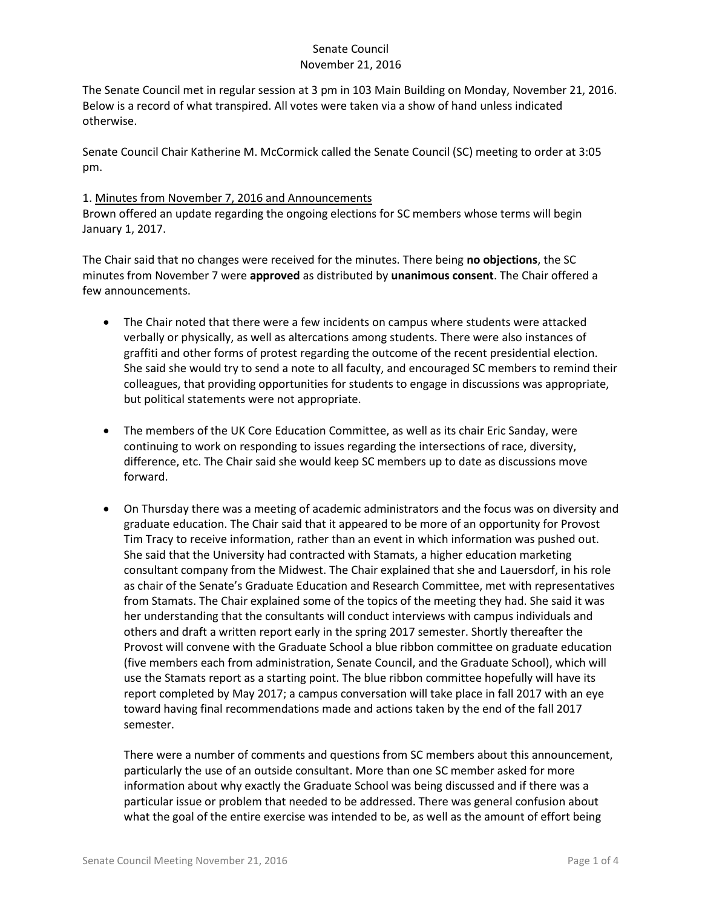Senate Council
November 21, 2016

The Senate Council met in regular session at 3 pm in 103 Main Building on Monday, November 21, 2016. Below is a record of what transpired. All votes were taken via a show of hand unless indicated otherwise.

Senate Council Chair Katherine M. McCormick called the Senate Council (SC) meeting to order at 3:05 pm.

1. Minutes from November 7, 2016 and Announcements

Brown offered an update regarding the ongoing elections for SC members whose terms will begin January 1, 2017.

The Chair said that no changes were received for the minutes. There being **no objections**, the SC minutes from November 7 were **approved** as distributed by **unanimous consent**. The Chair offered a few announcements.

- The Chair noted that there were a few incidents on campus where students were attacked verbally or physically, as well as altercations among students. There were also instances of graffiti and other forms of protest regarding the outcome of the recent presidential election. She said she would try to send a note to all faculty, and encouraged SC members to remind their colleagues, that providing opportunities for students to engage in discussions was appropriate, but political statements were not appropriate.

- The members of the UK Core Education Committee, as well as its chair Eric Sanday, were continuing to work on responding to issues regarding the intersections of race, diversity, difference, etc. The Chair said she would keep SC members up to date as discussions move forward.

- On Thursday there was a meeting of academic administrators and the focus was on diversity and graduate education. The Chair said that it appeared to be more of an opportunity for Provost Tim Tracy to receive information, rather than an event in which information was pushed out. She said that the University had contracted with Stamats, a higher education marketing consultant company from the Midwest. The Chair explained that she and Lauersdorf, in his role as chair of the Senate's Graduate Education and Research Committee, met with representatives from Stamats. The Chair explained some of the topics of the meeting they had. She said it was her understanding that the consultants will conduct interviews with campus individuals and others and draft a written report early in the spring 2017 semester. Shortly thereafter the Provost will convene with the Graduate School a blue ribbon committee on graduate education (five members each from administration, Senate Council, and the Graduate School), which will use the Stamats report as a starting point. The blue ribbon committee hopefully will have its report completed by May 2017; a campus conversation will take place in fall 2017 with an eye toward having final recommendations made and actions taken by the end of the fall 2017 semester.

  There were a number of comments and questions from SC members about this announcement, particularly the use of an outside consultant. More than one SC member asked for more information about why exactly the Graduate School was being discussed and if there was a particular issue or problem that needed to be addressed. There was general confusion about what the goal of the entire exercise was intended to be, as well as the amount of effort being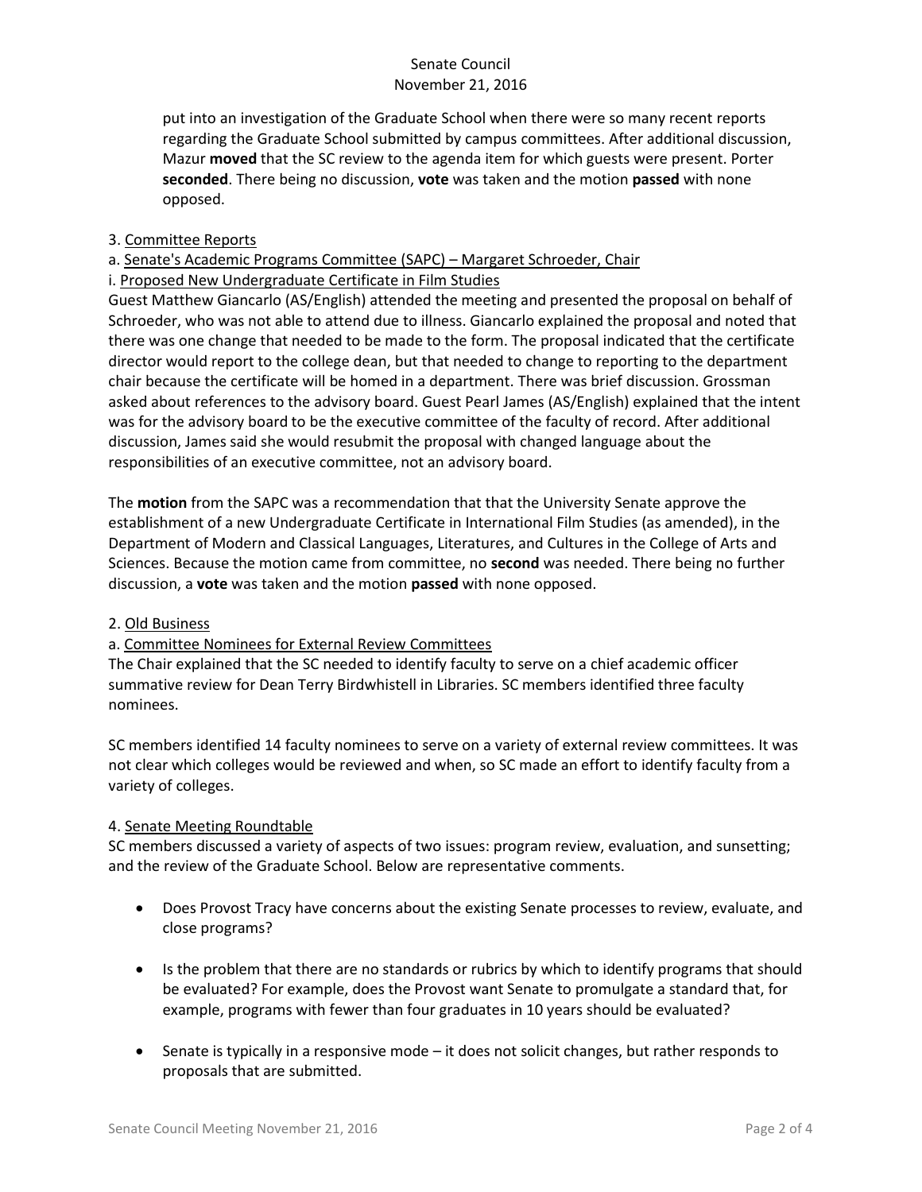put into an investigation of the Graduate School when there were so many recent reports regarding the Graduate School submitted by campus committees. After additional discussion, Mazur **moved** that the SC review to the agenda item for which guests were present. Porter **seconded**. There being no discussion, **vote** was taken and the motion **passed** with none opposed.

3. <u>Committee Reports</u>

a. <u>Senate's Academic Programs Committee (SAPC) – Margaret Schroeder, Chair</u>

i. <u>Proposed New Undergraduate Certificate in Film Studies</u>

Guest Matthew Giancarlo (AS/English) attended the meeting and presented the proposal on behalf of Schroeder, who was not able to attend due to illness. Giancarlo explained the proposal and noted that there was one change that needed to be made to the form. The proposal indicated that the certificate director would report to the college dean, but that needed to change to reporting to the department chair because the certificate will be homed in a department. There was brief discussion. Grossman asked about references to the advisory board. Guest Pearl James (AS/English) explained that the intent was for the advisory board to be the executive committee of the faculty of record. After additional discussion, James said she would resubmit the proposal with changed language about the responsibilities of an executive committee, not an advisory board.

The **motion** from the SAPC was a recommendation that that the University Senate approve the establishment of a new Undergraduate Certificate in International Film Studies (as amended), in the Department of Modern and Classical Languages, Literatures, and Cultures in the College of Arts and Sciences. Because the motion came from committee, no **second** was needed. There being no further discussion, a **vote** was taken and the motion **passed** with none opposed.

2. <u>Old Business</u>

a. <u>Committee Nominees for External Review Committees</u>

The Chair explained that the SC needed to identify faculty to serve on a chief academic officer summative review for Dean Terry Birdwhistell in Libraries. SC members identified three faculty nominees.

SC members identified 14 faculty nominees to serve on a variety of external review committees. It was not clear which colleges would be reviewed and when, so SC made an effort to identify faculty from a variety of colleges.

4. <u>Senate Meeting Roundtable</u>

SC members discussed a variety of aspects of two issues: program review, evaluation, and sunsetting; and the review of the Graduate School. Below are representative comments.

- Does Provost Tracy have concerns about the existing Senate processes to review, evaluate, and close programs?

- Is the problem that there are no standards or rubrics by which to identify programs that should be evaluated? For example, does the Provost want Senate to promulgate a standard that, for example, programs with fewer than four graduates in 10 years should be evaluated?

- Senate is typically in a responsive mode – it does not solicit changes, but rather responds to proposals that are submitted.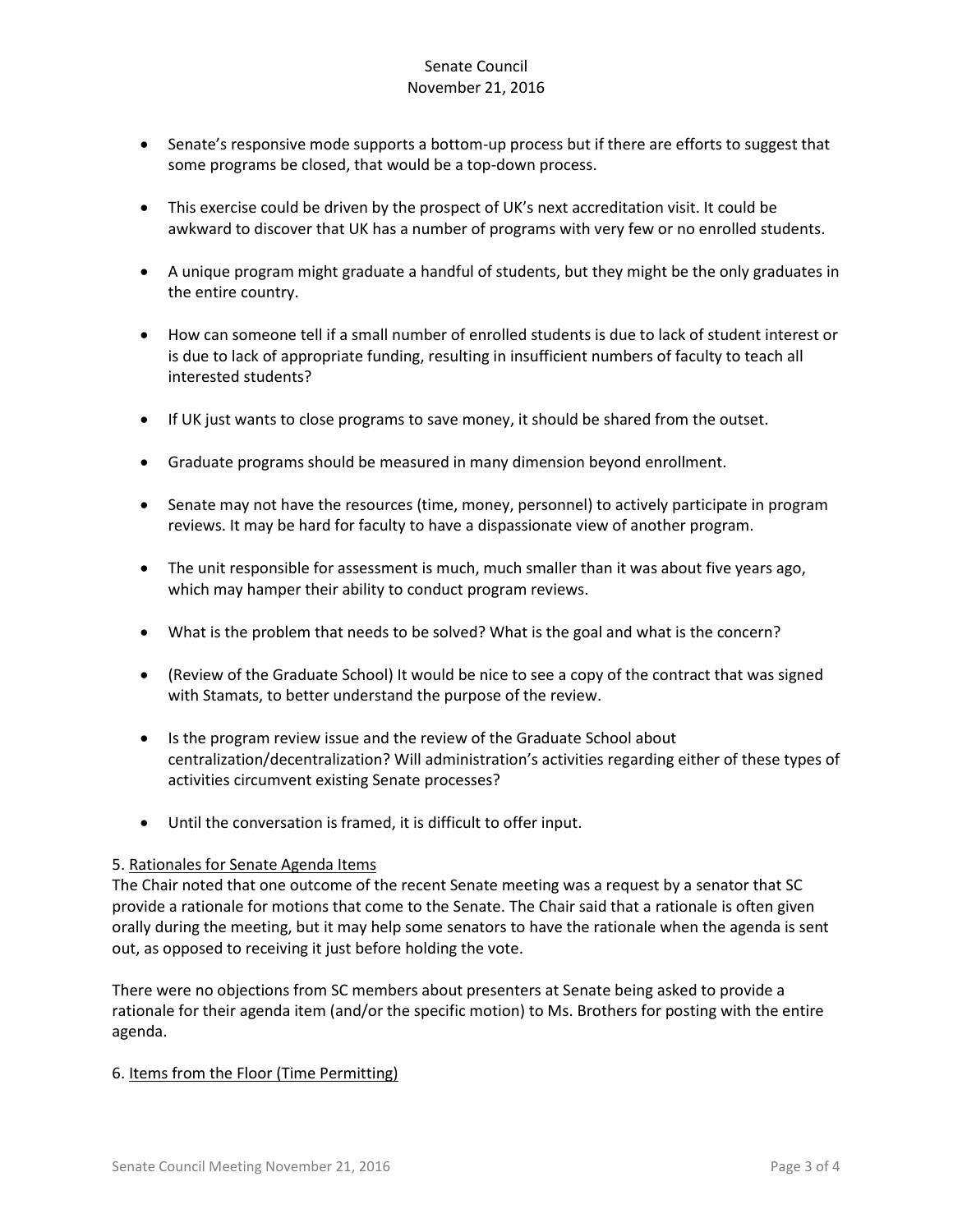- Senate's responsive mode supports a bottom-up process but if there are efforts to suggest that some programs be closed, that would be a top-down process.

- This exercise could be driven by the prospect of UK's next accreditation visit. It could be awkward to discover that UK has a number of programs with very few or no enrolled students.

- A unique program might graduate a handful of students, but they might be the only graduates in the entire country.

- How can someone tell if a small number of enrolled students is due to lack of student interest or is due to lack of appropriate funding, resulting in insufficient numbers of faculty to teach all interested students?

- If UK just wants to close programs to save money, it should be shared from the outset.

- Graduate programs should be measured in many dimension beyond enrollment.

- Senate may not have the resources (time, money, personnel) to actively participate in program reviews. It may be hard for faculty to have a dispassionate view of another program.

- The unit responsible for assessment is much, much smaller than it was about five years ago, which may hamper their ability to conduct program reviews.

- What is the problem that needs to be solved? What is the goal and what is the concern?

- (Review of the Graduate School) It would be nice to see a copy of the contract that was signed with Stamats, to better understand the purpose of the review.

- Is the program review issue and the review of the Graduate School about centralization/decentralization? Will administration's activities regarding either of these types of activities circumvent existing Senate processes?

- Until the conversation is framed, it is difficult to offer input.

5. Rationales for Senate Agenda Items

The Chair noted that one outcome of the recent Senate meeting was a request by a senator that SC provide a rationale for motions that come to the Senate. The Chair said that a rationale is often given orally during the meeting, but it may help some senators to have the rationale when the agenda is sent out, as opposed to receiving it just before holding the vote.

There were no objections from SC members about presenters at Senate being asked to provide a rationale for their agenda item (and/or the specific motion) to Ms. Brothers for posting with the entire agenda.

6. Items from the Floor (Time Permitting)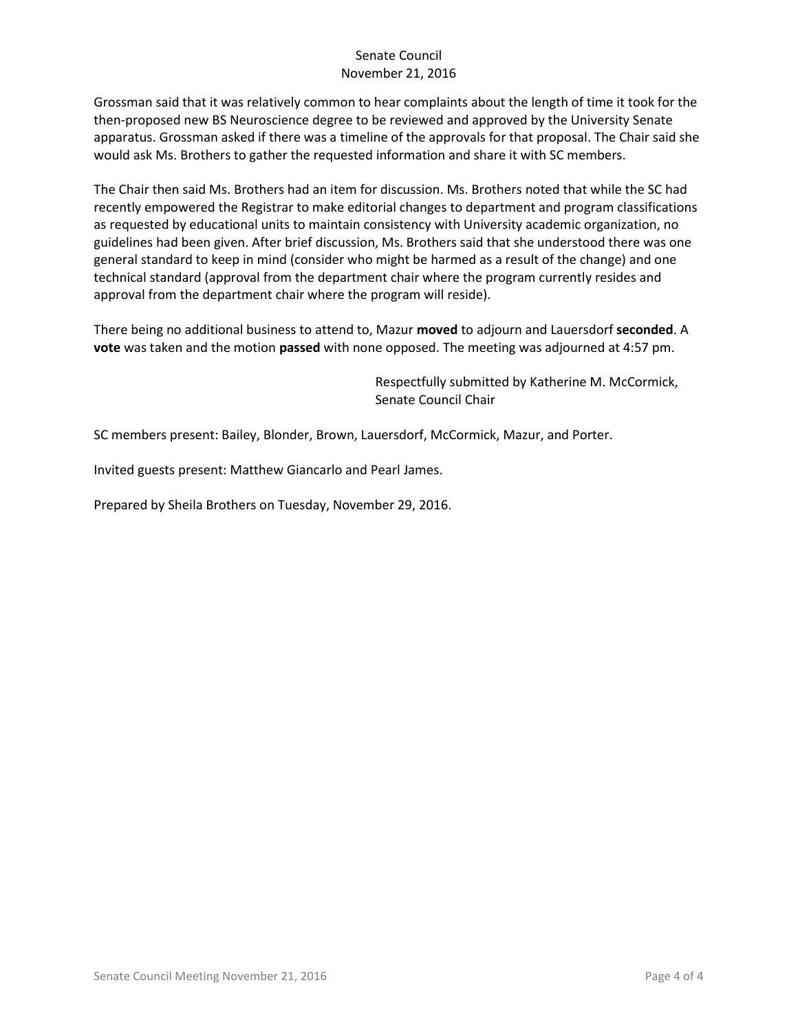Grossman said that it was relatively common to hear complaints about the length of time it took for the then-proposed new BS Neuroscience degree to be reviewed and approved by the University Senate apparatus. Grossman asked if there was a timeline of the approvals for that proposal. The Chair said she would ask Ms. Brothers to gather the requested information and share it with SC members.

The Chair then said Ms. Brothers had an item for discussion. Ms. Brothers noted that while the SC had recently empowered the Registrar to make editorial changes to department and program classifications as requested by educational units to maintain consistency with University academic organization, no guidelines had been given. After brief discussion, Ms. Brothers said that she understood there was one general standard to keep in mind (consider who might be harmed as a result of the change) and one technical standard (approval from the department chair where the program currently resides and approval from the department chair where the program will reside).

There being no additional business to attend to, Mazur **moved** to adjourn and Lauersdorf **seconded**. A **vote** was taken and the motion **passed** with none opposed. The meeting was adjourned at 4:57 pm.

Respectfully submitted by Katherine M. McCormick,
Senate Council Chair

SC members present: Bailey, Blonder, Brown, Lauersdorf, McCormick, Mazur, and Porter.

Invited guests present: Matthew Giancarlo and Pearl James.

Prepared by Sheila Brothers on Tuesday, November 29, 2016.